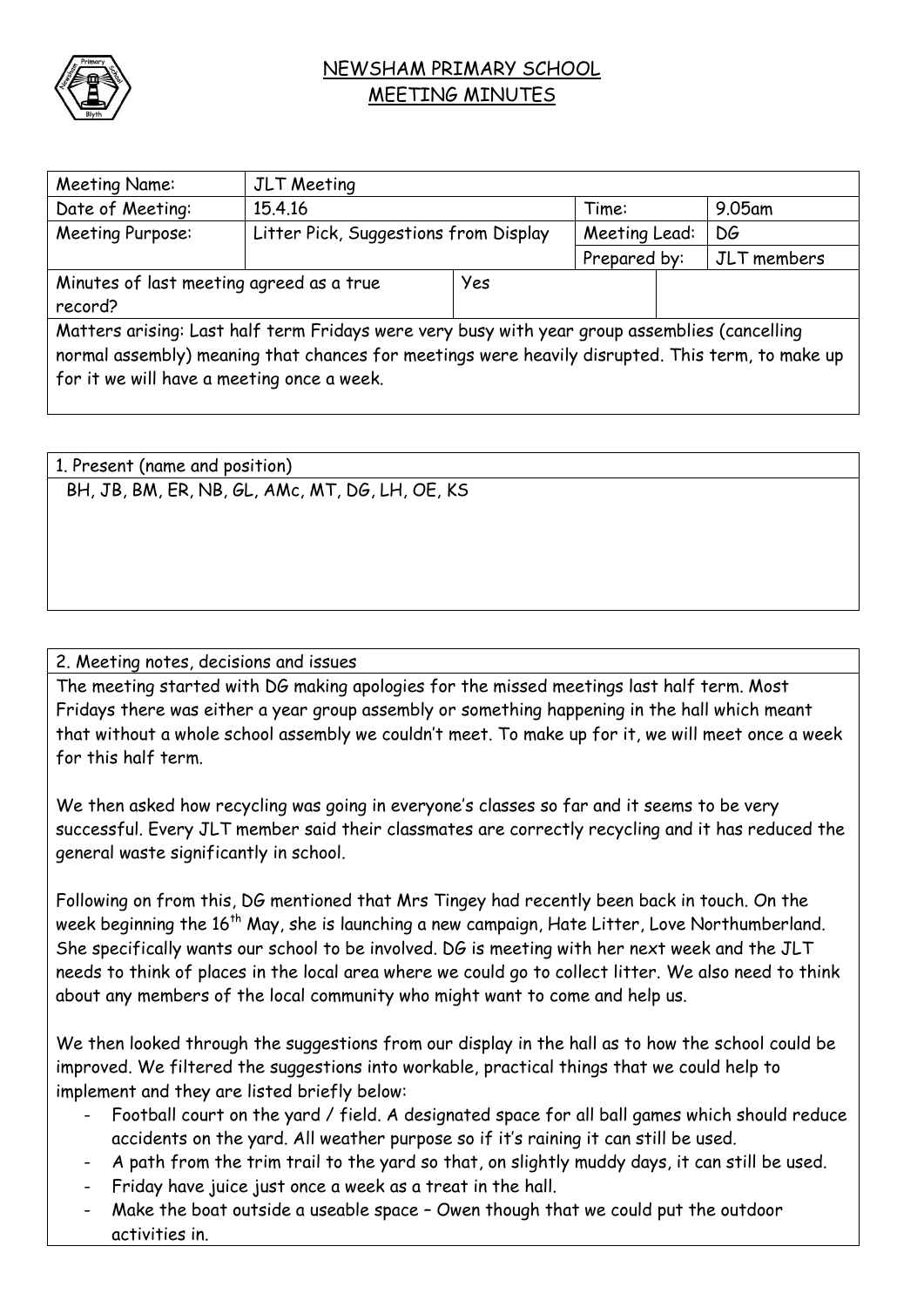# NEWSHAM PRIMARY SCHOOL

## MEETING MINUTES

| Meeting Name: | JLT Meeting | | | |
|---|---|---|---|---|
| Date of Meeting: | 15.4.16 | | Time: | 9.05am |
| Meeting Purpose: | Litter Pick, Suggestions from Display | | Meeting Lead: | DG |
| | | | Prepared by: | JLT members |
| Minutes of last meeting agreed as a true record? | | Yes | | |

Matters arising: Last half term Fridays were very busy with year group assemblies (cancelling normal assembly) meaning that chances for meetings were heavily disrupted. This term, to make up for it we will have a meeting once a week.

### 1. Present (name and position)

BH, JB, BM, ER, NB, GL, AMc, MT, DG, LH, OE, KS

### 2. Meeting notes, decisions and issues

The meeting started with DG making apologies for the missed meetings last half term. Most Fridays there was either a year group assembly or something happening in the hall which meant that without a whole school assembly we couldn't meet. To make up for it, we will meet once a week for this half term.

We then asked how recycling was going in everyone's classes so far and it seems to be very successful. Every JLT member said their classmates are correctly recycling and it has reduced the general waste significantly in school.

Following on from this, DG mentioned that Mrs Tingey had recently been back in touch. On the week beginning the 16th May, she is launching a new campaign, Hate Litter, Love Northumberland. She specifically wants our school to be involved. DG is meeting with her next week and the JLT needs to think of places in the local area where we could go to collect litter. We also need to think about any members of the local community who might want to come and help us.

We then looked through the suggestions from our display in the hall as to how the school could be improved. We filtered the suggestions into workable, practical things that we could help to implement and they are listed briefly below:

- Football court on the yard / field. A designated space for all ball games which should reduce accidents on the yard. All weather purpose so if it's raining it can still be used.
- A path from the trim trail to the yard so that, on slightly muddy days, it can still be used.
- Friday have juice just once a week as a treat in the hall.
- Make the boat outside a useable space – Owen though that we could put the outdoor activities in.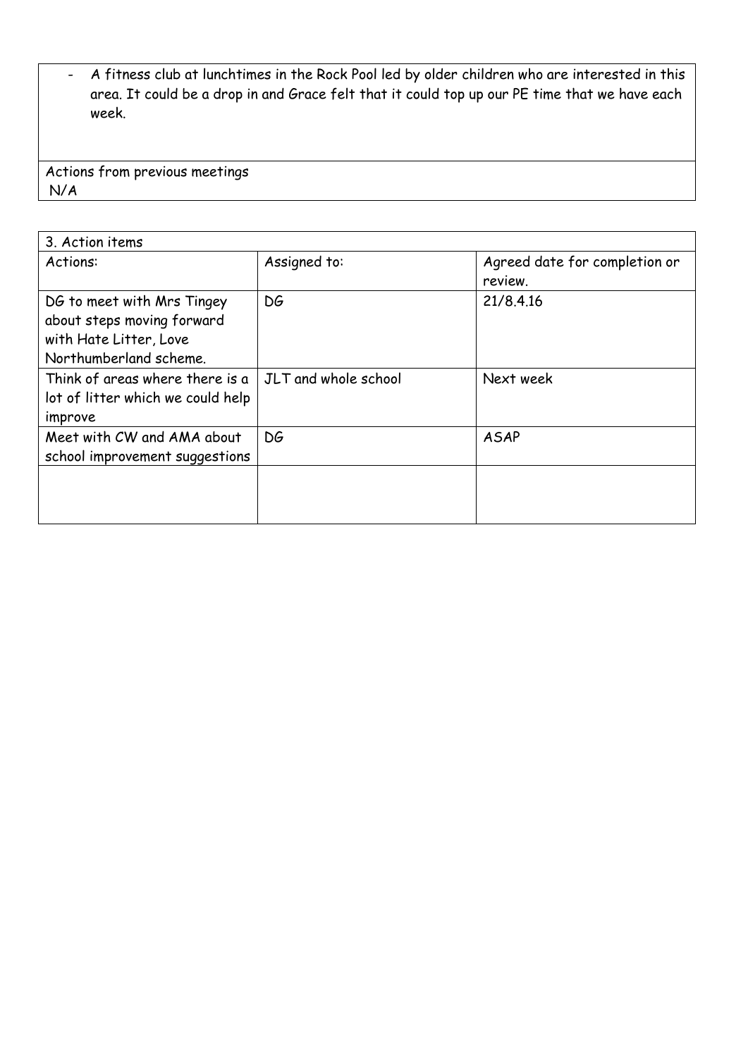- A fitness club at lunchtimes in the Rock Pool led by older children who are interested in this area. It could be a drop in and Grace felt that it could top up our PE time that we have each week.

Actions from previous meetings
N/A

| 3. Action items | | |
| --- | --- | --- |
| Actions: | Assigned to: | Agreed date for completion or review. |
| DG to meet with Mrs Tingey about steps moving forward with Hate Litter, Love Northumberland scheme. | DG | 21/8.4.16 |
| Think of areas where there is a lot of litter which we could help improve | JLT and whole school | Next week |
| Meet with CW and AMA about school improvement suggestions | DG | ASAP |
| | | |